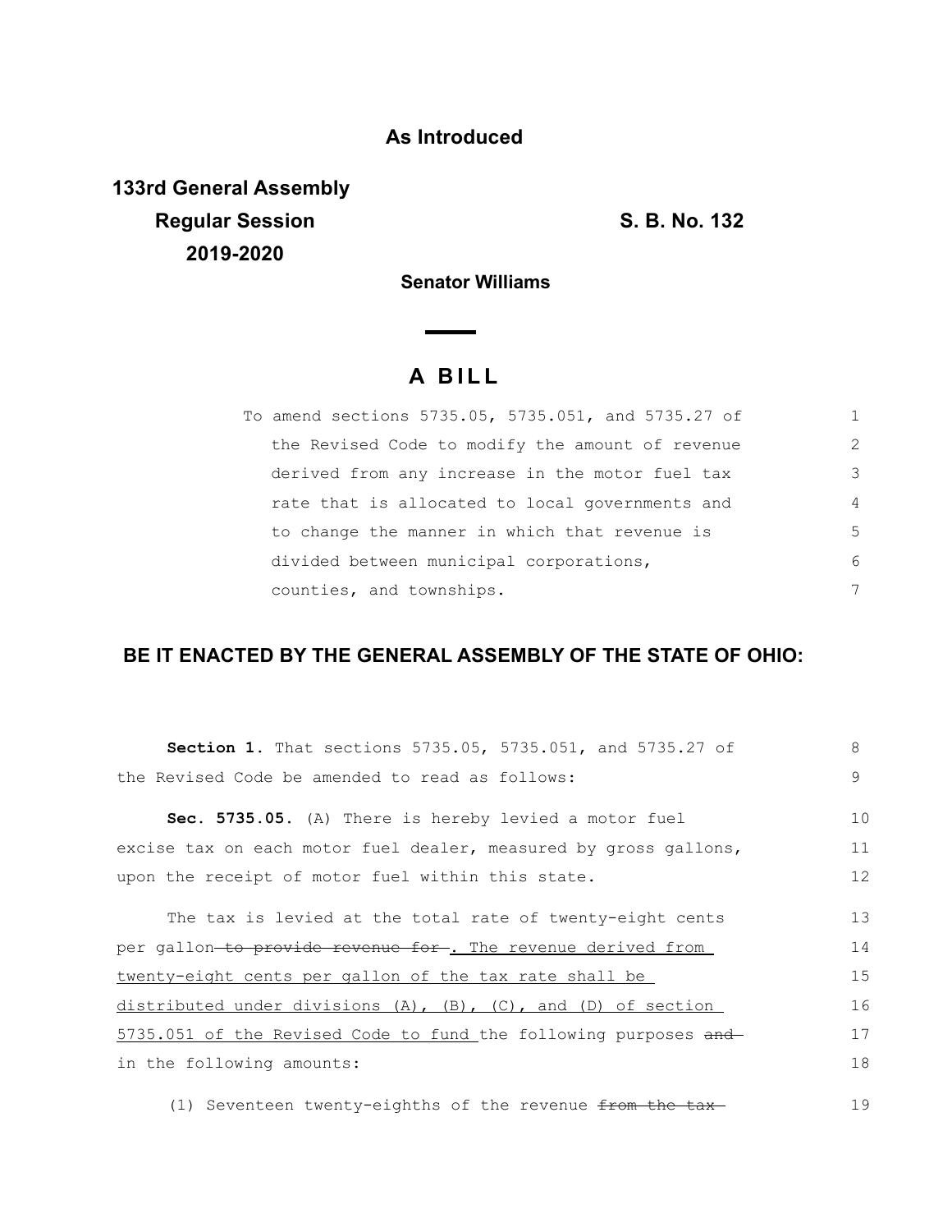**As Introduced**

**133rd General Assembly**
**Regular Session**
**2019-2020**

**S. B. No. 132**

**Senator Williams**

## A BILL

To amend sections 5735.05, 5735.051, and 5735.27 of the Revised Code to modify the amount of revenue derived from any increase in the motor fuel tax rate that is allocated to local governments and to change the manner in which that revenue is divided between municipal corporations, counties, and townships.

**BE IT ENACTED BY THE GENERAL ASSEMBLY OF THE STATE OF OHIO:**

**Section 1.** That sections 5735.05, 5735.051, and 5735.27 of the Revised Code be amended to read as follows:

**Sec. 5735.05.** (A) There is hereby levied a motor fuel excise tax on each motor fuel dealer, measured by gross gallons, upon the receipt of motor fuel within this state.

The tax is levied at the total rate of twenty-eight cents per gallon ~~to provide revenue for~~ <u>. The revenue derived from twenty-eight cents per gallon of the tax rate shall be distributed under divisions (A), (B), (C), and (D) of section 5735.051 of the Revised Code to fund</u> the following purposes ~~and~~ in the following amounts:

(1) Seventeen twenty-eighths of the revenue ~~from the tax~~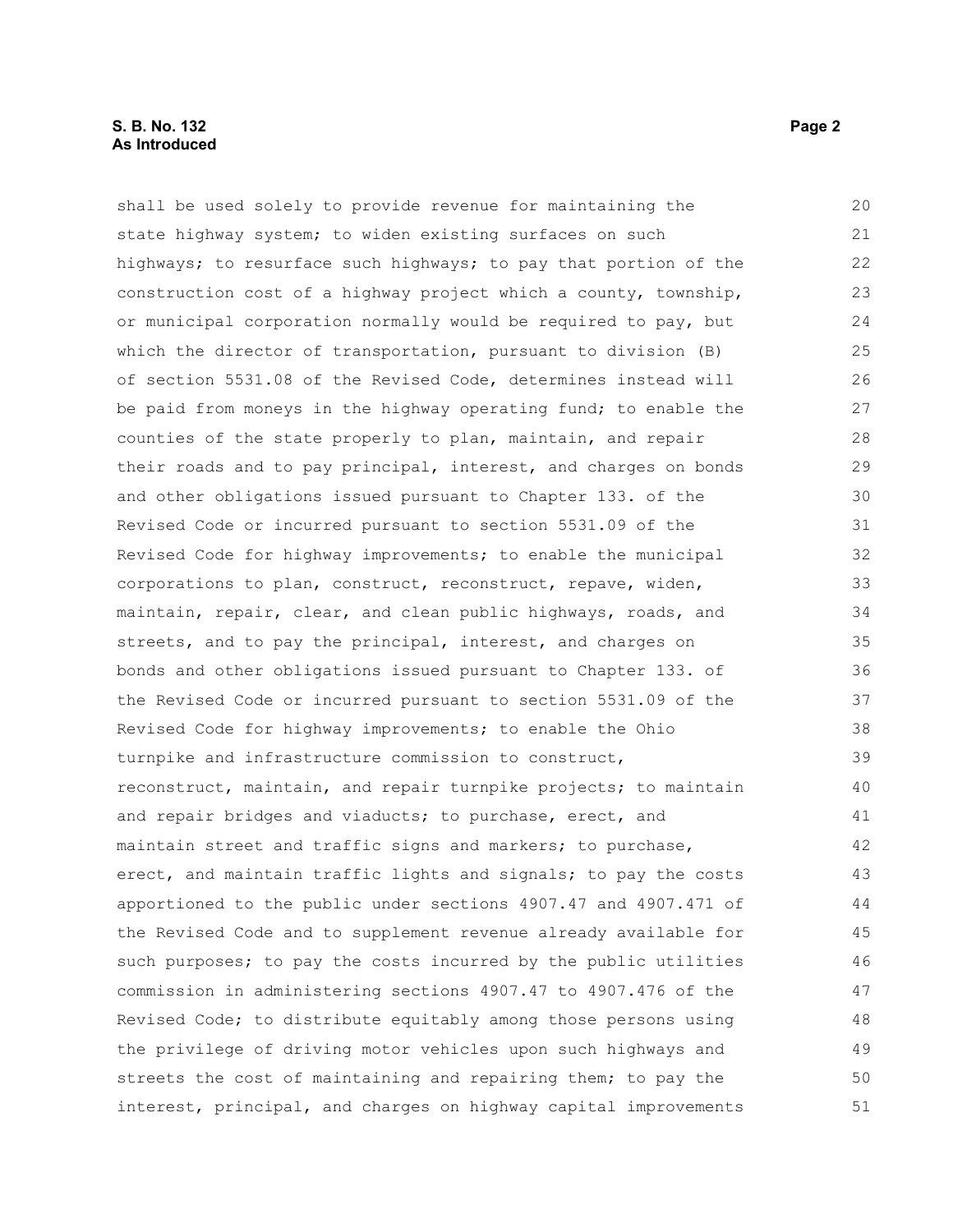shall be used solely to provide revenue for maintaining the state highway system; to widen existing surfaces on such highways; to resurface such highways; to pay that portion of the construction cost of a highway project which a county, township, or municipal corporation normally would be required to pay, but which the director of transportation, pursuant to division (B) of section 5531.08 of the Revised Code, determines instead will be paid from moneys in the highway operating fund; to enable the counties of the state properly to plan, maintain, and repair their roads and to pay principal, interest, and charges on bonds and other obligations issued pursuant to Chapter 133. of the Revised Code or incurred pursuant to section 5531.09 of the Revised Code for highway improvements; to enable the municipal corporations to plan, construct, reconstruct, repave, widen, maintain, repair, clear, and clean public highways, roads, and streets, and to pay the principal, interest, and charges on bonds and other obligations issued pursuant to Chapter 133. of the Revised Code or incurred pursuant to section 5531.09 of the Revised Code for highway improvements; to enable the Ohio turnpike and infrastructure commission to construct, reconstruct, maintain, and repair turnpike projects; to maintain and repair bridges and viaducts; to purchase, erect, and maintain street and traffic signs and markers; to purchase, erect, and maintain traffic lights and signals; to pay the costs apportioned to the public under sections 4907.47 and 4907.471 of the Revised Code and to supplement revenue already available for such purposes; to pay the costs incurred by the public utilities commission in administering sections 4907.47 to 4907.476 of the Revised Code; to distribute equitably among those persons using the privilege of driving motor vehicles upon such highways and streets the cost of maintaining and repairing them; to pay the interest, principal, and charges on highway capital improvements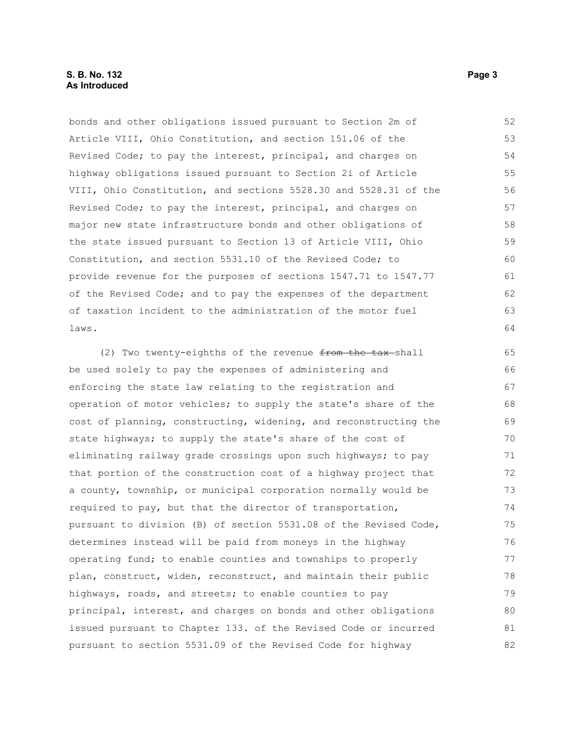bonds and other obligations issued pursuant to Section 2m of Article VIII, Ohio Constitution, and section 151.06 of the Revised Code; to pay the interest, principal, and charges on highway obligations issued pursuant to Section 2i of Article VIII, Ohio Constitution, and sections 5528.30 and 5528.31 of the Revised Code; to pay the interest, principal, and charges on major new state infrastructure bonds and other obligations of the state issued pursuant to Section 13 of Article VIII, Ohio Constitution, and section 5531.10 of the Revised Code; to provide revenue for the purposes of sections 1547.71 to 1547.77 of the Revised Code; and to pay the expenses of the department of taxation incident to the administration of the motor fuel laws.

(2) Two twenty-eighths of the revenue ~~from the tax~~ shall be used solely to pay the expenses of administering and enforcing the state law relating to the registration and operation of motor vehicles; to supply the state's share of the cost of planning, constructing, widening, and reconstructing the state highways; to supply the state's share of the cost of eliminating railway grade crossings upon such highways; to pay that portion of the construction cost of a highway project that a county, township, or municipal corporation normally would be required to pay, but that the director of transportation, pursuant to division (B) of section 5531.08 of the Revised Code, determines instead will be paid from moneys in the highway operating fund; to enable counties and townships to properly plan, construct, widen, reconstruct, and maintain their public highways, roads, and streets; to enable counties to pay principal, interest, and charges on bonds and other obligations issued pursuant to Chapter 133. of the Revised Code or incurred pursuant to section 5531.09 of the Revised Code for highway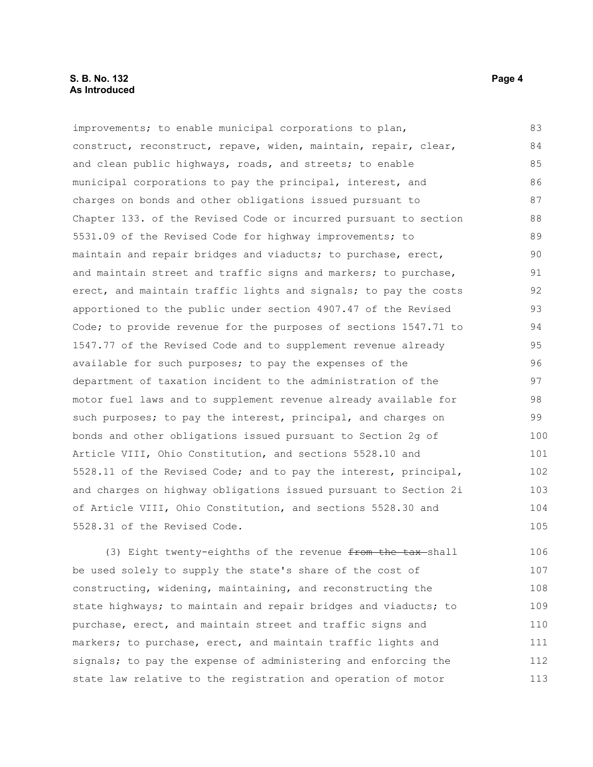improvements; to enable municipal corporations to plan, construct, reconstruct, repave, widen, maintain, repair, clear, and clean public highways, roads, and streets; to enable municipal corporations to pay the principal, interest, and charges on bonds and other obligations issued pursuant to Chapter 133. of the Revised Code or incurred pursuant to section 5531.09 of the Revised Code for highway improvements; to maintain and repair bridges and viaducts; to purchase, erect, and maintain street and traffic signs and markers; to purchase, erect, and maintain traffic lights and signals; to pay the costs apportioned to the public under section 4907.47 of the Revised Code; to provide revenue for the purposes of sections 1547.71 to 1547.77 of the Revised Code and to supplement revenue already available for such purposes; to pay the expenses of the department of taxation incident to the administration of the motor fuel laws and to supplement revenue already available for such purposes; to pay the interest, principal, and charges on bonds and other obligations issued pursuant to Section 2g of Article VIII, Ohio Constitution, and sections 5528.10 and 5528.11 of the Revised Code; and to pay the interest, principal, and charges on highway obligations issued pursuant to Section 2i of Article VIII, Ohio Constitution, and sections 5528.30 and 5528.31 of the Revised Code.

(3) Eight twenty-eighths of the revenue ~~from the tax~~ shall be used solely to supply the state's share of the cost of constructing, widening, maintaining, and reconstructing the state highways; to maintain and repair bridges and viaducts; to purchase, erect, and maintain street and traffic signs and markers; to purchase, erect, and maintain traffic lights and signals; to pay the expense of administering and enforcing the state law relative to the registration and operation of motor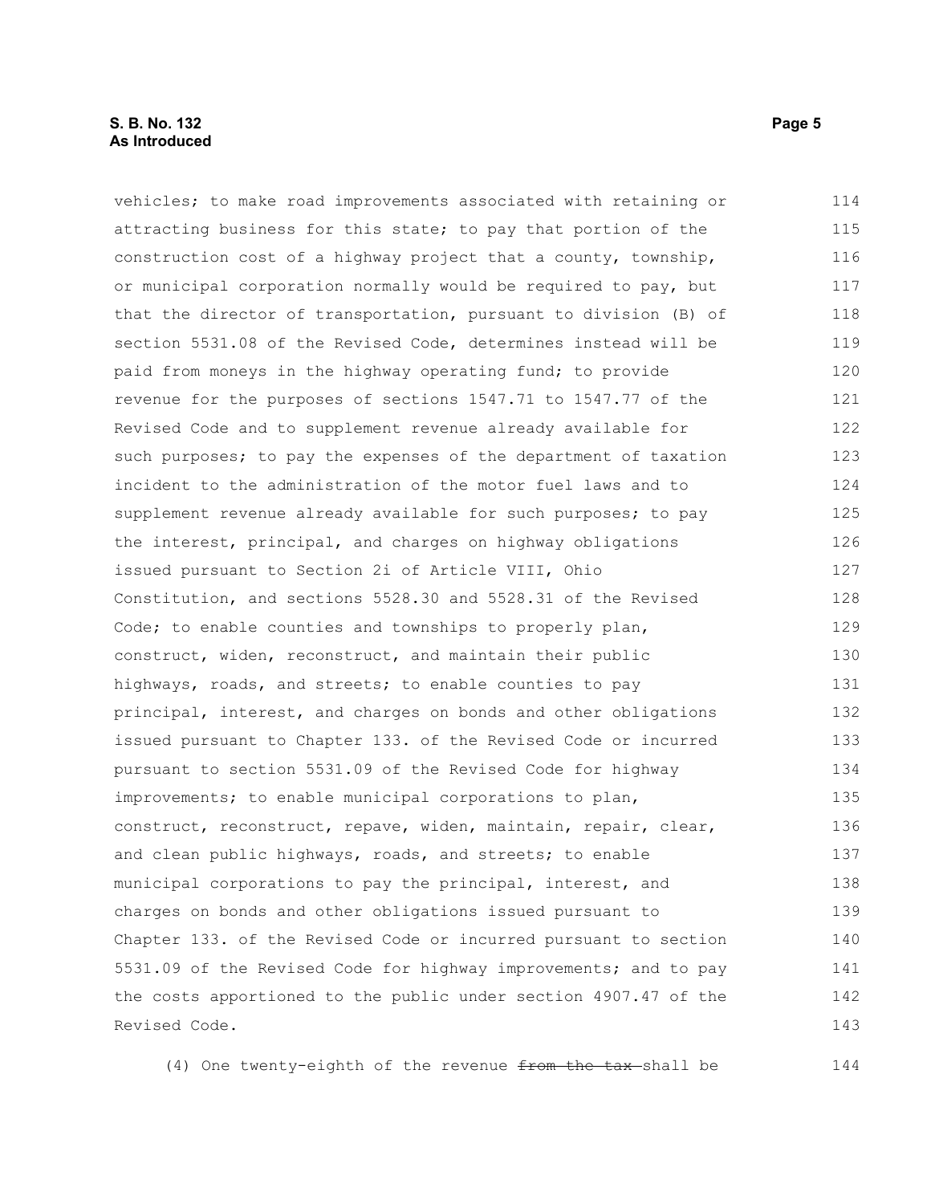vehicles; to make road improvements associated with retaining or attracting business for this state; to pay that portion of the construction cost of a highway project that a county, township, or municipal corporation normally would be required to pay, but that the director of transportation, pursuant to division (B) of section 5531.08 of the Revised Code, determines instead will be paid from moneys in the highway operating fund; to provide revenue for the purposes of sections 1547.71 to 1547.77 of the Revised Code and to supplement revenue already available for such purposes; to pay the expenses of the department of taxation incident to the administration of the motor fuel laws and to supplement revenue already available for such purposes; to pay the interest, principal, and charges on highway obligations issued pursuant to Section 2i of Article VIII, Ohio Constitution, and sections 5528.30 and 5528.31 of the Revised Code; to enable counties and townships to properly plan, construct, widen, reconstruct, and maintain their public highways, roads, and streets; to enable counties to pay principal, interest, and charges on bonds and other obligations issued pursuant to Chapter 133. of the Revised Code or incurred pursuant to section 5531.09 of the Revised Code for highway improvements; to enable municipal corporations to plan, construct, reconstruct, repave, widen, maintain, repair, clear, and clean public highways, roads, and streets; to enable municipal corporations to pay the principal, interest, and charges on bonds and other obligations issued pursuant to Chapter 133. of the Revised Code or incurred pursuant to section 5531.09 of the Revised Code for highway improvements; and to pay the costs apportioned to the public under section 4907.47 of the Revised Code.

(4) One twenty-eighth of the revenue ~~from the tax~~ shall be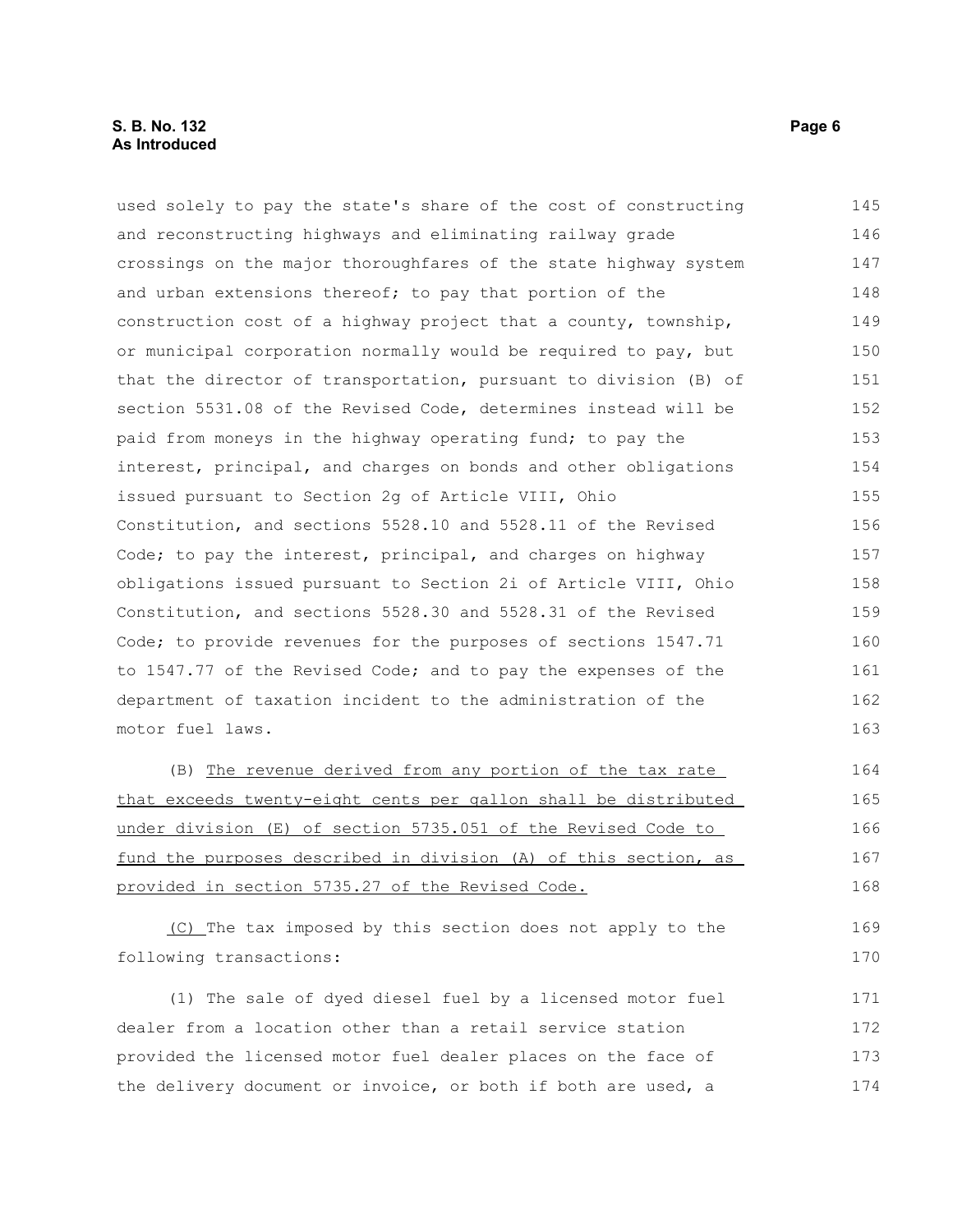used solely to pay the state's share of the cost of constructing and reconstructing highways and eliminating railway grade crossings on the major thoroughfares of the state highway system and urban extensions thereof; to pay that portion of the construction cost of a highway project that a county, township, or municipal corporation normally would be required to pay, but that the director of transportation, pursuant to division (B) of section 5531.08 of the Revised Code, determines instead will be paid from moneys in the highway operating fund; to pay the interest, principal, and charges on bonds and other obligations issued pursuant to Section 2g of Article VIII, Ohio Constitution, and sections 5528.10 and 5528.11 of the Revised Code; to pay the interest, principal, and charges on highway obligations issued pursuant to Section 2i of Article VIII, Ohio Constitution, and sections 5528.30 and 5528.31 of the Revised Code; to provide revenues for the purposes of sections 1547.71 to 1547.77 of the Revised Code; and to pay the expenses of the department of taxation incident to the administration of the motor fuel laws.

(B) <u>The revenue derived from any portion of the tax rate that exceeds twenty-eight cents per gallon shall be distributed under division (E) of section 5735.051 of the Revised Code to fund the purposes described in division (A) of this section, as provided in section 5735.27 of the Revised Code.</u>

<u>(C)</u> The tax imposed by this section does not apply to the following transactions:

(1) The sale of dyed diesel fuel by a licensed motor fuel dealer from a location other than a retail service station provided the licensed motor fuel dealer places on the face of the delivery document or invoice, or both if both are used, a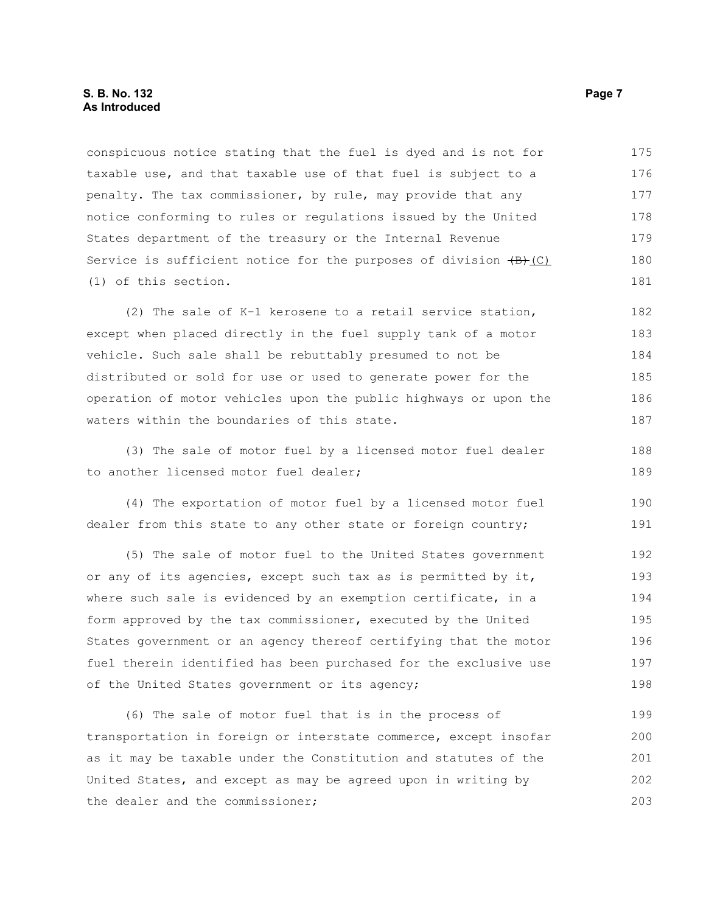conspicuous notice stating that the fuel is dyed and is not for taxable use, and that taxable use of that fuel is subject to a penalty. The tax commissioner, by rule, may provide that any notice conforming to rules or regulations issued by the United States department of the treasury or the Internal Revenue Service is sufficient notice for the purposes of division ~~(B)~~ (C)(1) of this section.

(2) The sale of K-1 kerosene to a retail service station, except when placed directly in the fuel supply tank of a motor vehicle. Such sale shall be rebuttably presumed to not be distributed or sold for use or used to generate power for the operation of motor vehicles upon the public highways or upon the waters within the boundaries of this state.

(3) The sale of motor fuel by a licensed motor fuel dealer to another licensed motor fuel dealer;

(4) The exportation of motor fuel by a licensed motor fuel dealer from this state to any other state or foreign country;

(5) The sale of motor fuel to the United States government or any of its agencies, except such tax as is permitted by it, where such sale is evidenced by an exemption certificate, in a form approved by the tax commissioner, executed by the United States government or an agency thereof certifying that the motor fuel therein identified has been purchased for the exclusive use of the United States government or its agency;

(6) The sale of motor fuel that is in the process of transportation in foreign or interstate commerce, except insofar as it may be taxable under the Constitution and statutes of the United States, and except as may be agreed upon in writing by the dealer and the commissioner;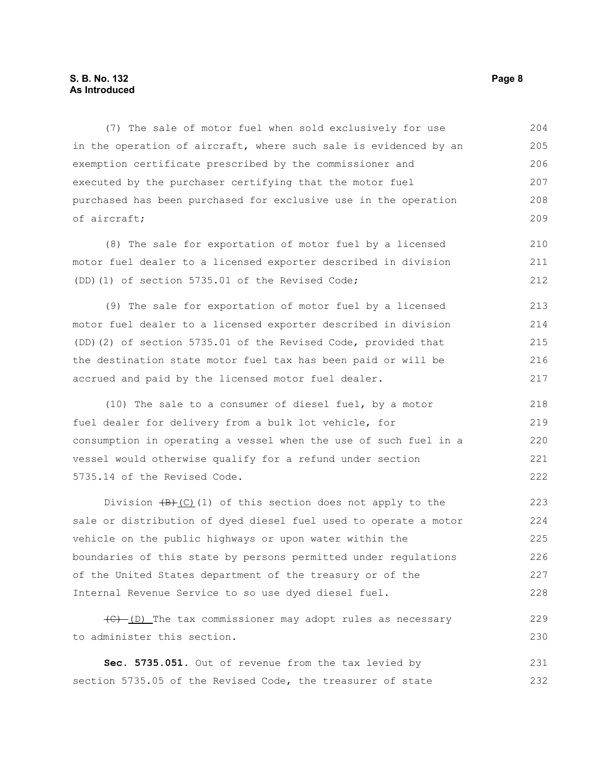(7) The sale of motor fuel when sold exclusively for use in the operation of aircraft, where such sale is evidenced by an exemption certificate prescribed by the commissioner and executed by the purchaser certifying that the motor fuel purchased has been purchased for exclusive use in the operation of aircraft;

(8) The sale for exportation of motor fuel by a licensed motor fuel dealer to a licensed exporter described in division (DD)(1) of section 5735.01 of the Revised Code;

(9) The sale for exportation of motor fuel by a licensed motor fuel dealer to a licensed exporter described in division (DD)(2) of section 5735.01 of the Revised Code, provided that the destination state motor fuel tax has been paid or will be accrued and paid by the licensed motor fuel dealer.

(10) The sale to a consumer of diesel fuel, by a motor fuel dealer for delivery from a bulk lot vehicle, for consumption in operating a vessel when the use of such fuel in a vessel would otherwise qualify for a refund under section 5735.14 of the Revised Code.

Division ~~(B)~~ (C)(1) of this section does not apply to the sale or distribution of dyed diesel fuel used to operate a motor vehicle on the public highways or upon water within the boundaries of this state by persons permitted under regulations of the United States department of the treasury or of the Internal Revenue Service to so use dyed diesel fuel.

~~(C)~~ (D) The tax commissioner may adopt rules as necessary to administer this section.

**Sec. 5735.051.** Out of revenue from the tax levied by section 5735.05 of the Revised Code, the treasurer of state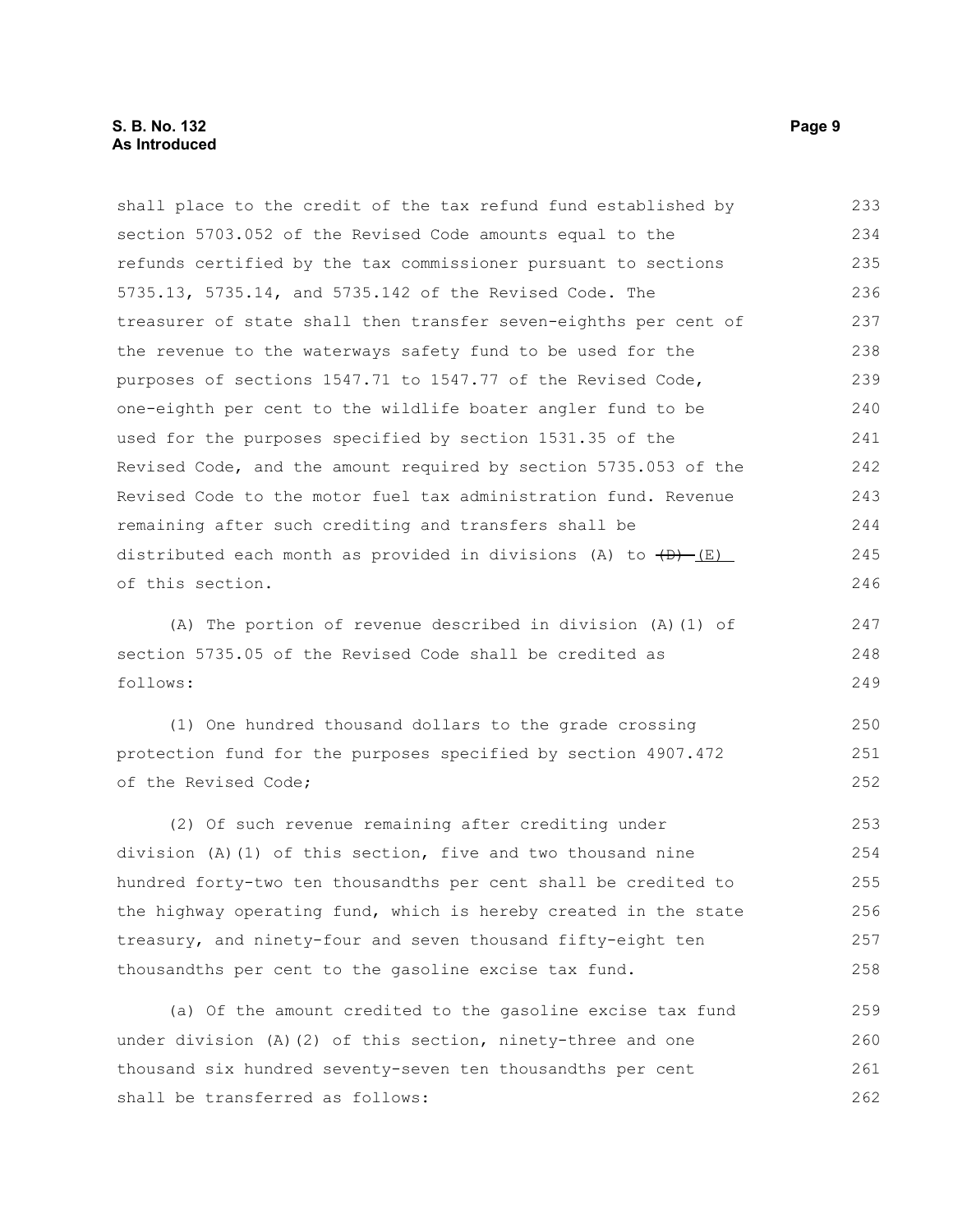shall place to the credit of the tax refund fund established by section 5703.052 of the Revised Code amounts equal to the refunds certified by the tax commissioner pursuant to sections 5735.13, 5735.14, and 5735.142 of the Revised Code. The treasurer of state shall then transfer seven-eighths per cent of the revenue to the waterways safety fund to be used for the purposes of sections 1547.71 to 1547.77 of the Revised Code, one-eighth per cent to the wildlife boater angler fund to be used for the purposes specified by section 1531.35 of the Revised Code, and the amount required by section 5735.053 of the Revised Code to the motor fuel tax administration fund. Revenue remaining after such crediting and transfers shall be distributed each month as provided in divisions (A) to ~~(D)~~ (E) of this section.

(A) The portion of revenue described in division (A)(1) of section 5735.05 of the Revised Code shall be credited as follows:

(1) One hundred thousand dollars to the grade crossing protection fund for the purposes specified by section 4907.472 of the Revised Code;

(2) Of such revenue remaining after crediting under division (A)(1) of this section, five and two thousand nine hundred forty-two ten thousandths per cent shall be credited to the highway operating fund, which is hereby created in the state treasury, and ninety-four and seven thousand fifty-eight ten thousandths per cent to the gasoline excise tax fund.

(a) Of the amount credited to the gasoline excise tax fund under division (A)(2) of this section, ninety-three and one thousand six hundred seventy-seven ten thousandths per cent shall be transferred as follows: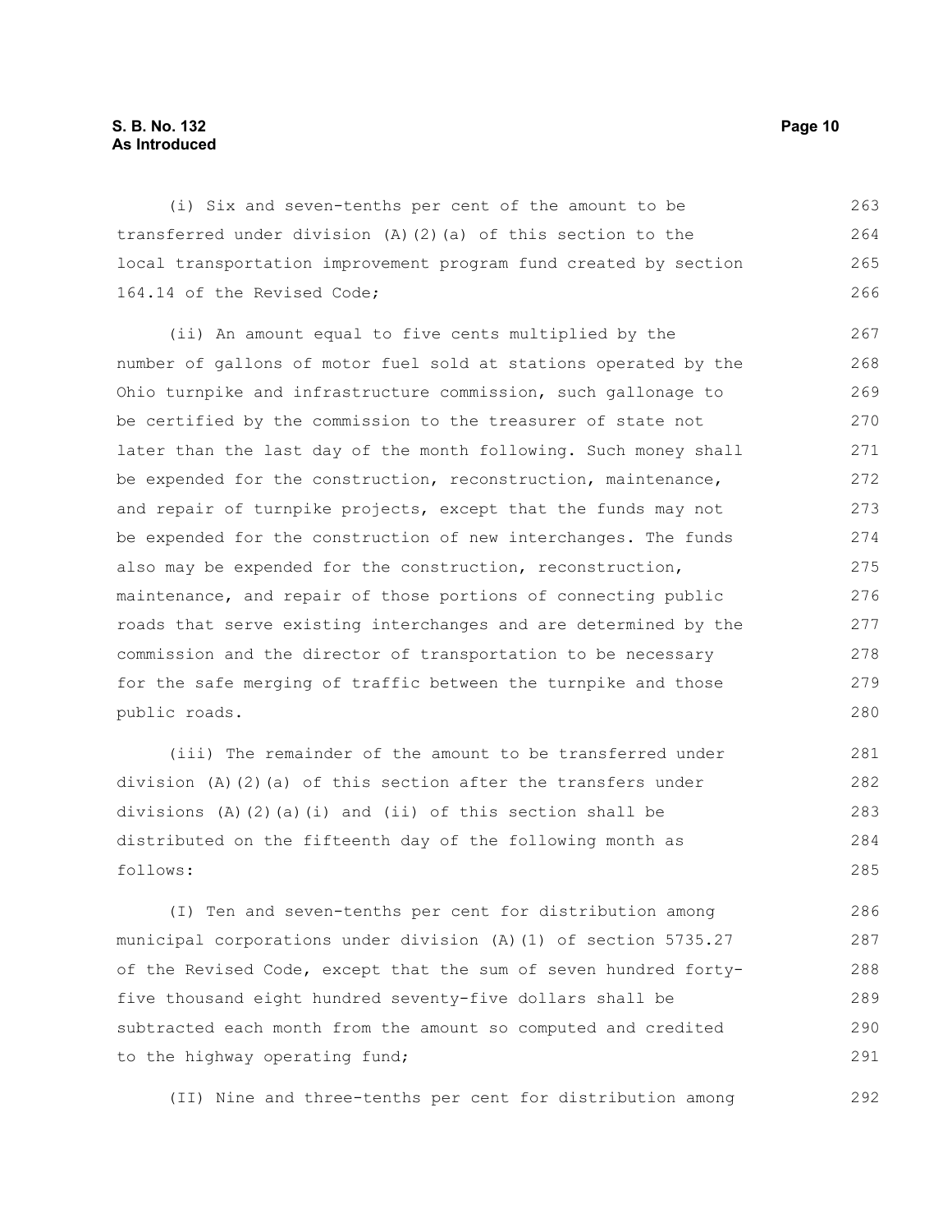(i) Six and seven-tenths per cent of the amount to be transferred under division (A)(2)(a) of this section to the local transportation improvement program fund created by section 164.14 of the Revised Code;

(ii) An amount equal to five cents multiplied by the number of gallons of motor fuel sold at stations operated by the Ohio turnpike and infrastructure commission, such gallonage to be certified by the commission to the treasurer of state not later than the last day of the month following. Such money shall be expended for the construction, reconstruction, maintenance, and repair of turnpike projects, except that the funds may not be expended for the construction of new interchanges. The funds also may be expended for the construction, reconstruction, maintenance, and repair of those portions of connecting public roads that serve existing interchanges and are determined by the commission and the director of transportation to be necessary for the safe merging of traffic between the turnpike and those public roads.

(iii) The remainder of the amount to be transferred under division (A)(2)(a) of this section after the transfers under divisions (A)(2)(a)(i) and (ii) of this section shall be distributed on the fifteenth day of the following month as follows:

(I) Ten and seven-tenths per cent for distribution among municipal corporations under division (A)(1) of section 5735.27 of the Revised Code, except that the sum of seven hundred forty-five thousand eight hundred seventy-five dollars shall be subtracted each month from the amount so computed and credited to the highway operating fund;

(II) Nine and three-tenths per cent for distribution among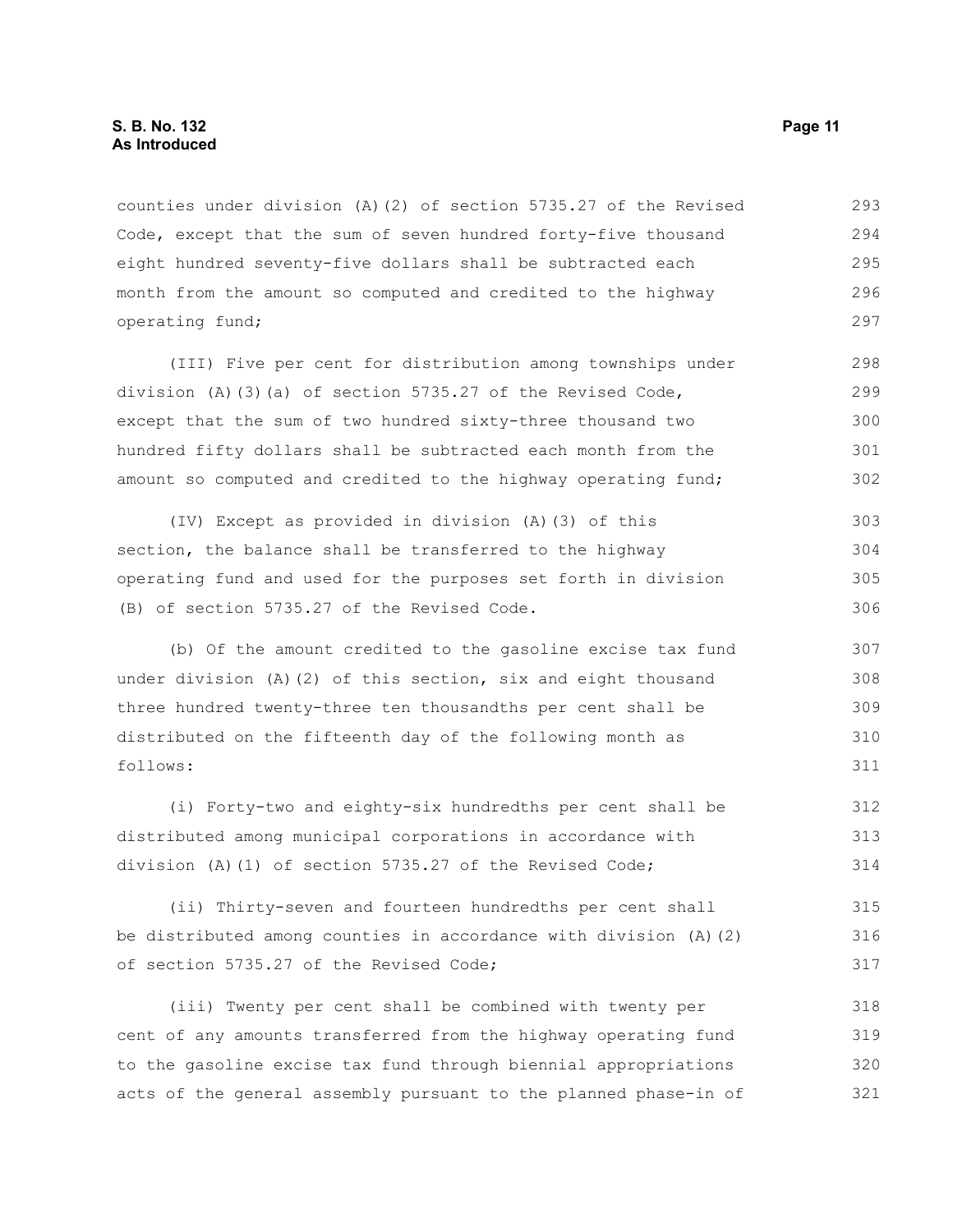counties under division (A)(2) of section 5735.27 of the Revised Code, except that the sum of seven hundred forty-five thousand eight hundred seventy-five dollars shall be subtracted each month from the amount so computed and credited to the highway operating fund;

(III) Five per cent for distribution among townships under division (A)(3)(a) of section 5735.27 of the Revised Code, except that the sum of two hundred sixty-three thousand two hundred fifty dollars shall be subtracted each month from the amount so computed and credited to the highway operating fund;

(IV) Except as provided in division (A)(3) of this section, the balance shall be transferred to the highway operating fund and used for the purposes set forth in division (B) of section 5735.27 of the Revised Code.

(b) Of the amount credited to the gasoline excise tax fund under division (A)(2) of this section, six and eight thousand three hundred twenty-three ten thousandths per cent shall be distributed on the fifteenth day of the following month as follows:

(i) Forty-two and eighty-six hundredths per cent shall be distributed among municipal corporations in accordance with division (A)(1) of section 5735.27 of the Revised Code;

(ii) Thirty-seven and fourteen hundredths per cent shall be distributed among counties in accordance with division (A)(2) of section 5735.27 of the Revised Code;

(iii) Twenty per cent shall be combined with twenty per cent of any amounts transferred from the highway operating fund to the gasoline excise tax fund through biennial appropriations acts of the general assembly pursuant to the planned phase-in of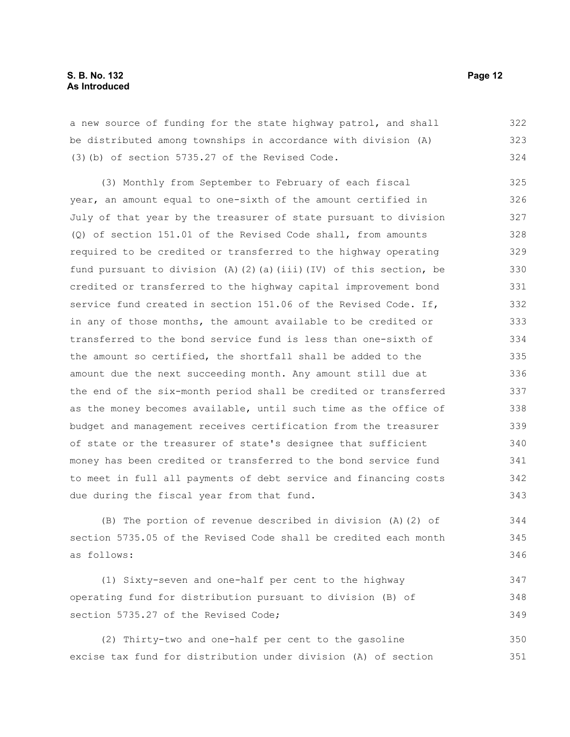a new source of funding for the state highway patrol, and shall be distributed among townships in accordance with division (A)(3)(b) of section 5735.27 of the Revised Code.

(3) Monthly from September to February of each fiscal year, an amount equal to one-sixth of the amount certified in July of that year by the treasurer of state pursuant to division (Q) of section 151.01 of the Revised Code shall, from amounts required to be credited or transferred to the highway operating fund pursuant to division (A)(2)(a)(iii)(IV) of this section, be credited or transferred to the highway capital improvement bond service fund created in section 151.06 of the Revised Code. If, in any of those months, the amount available to be credited or transferred to the bond service fund is less than one-sixth of the amount so certified, the shortfall shall be added to the amount due the next succeeding month. Any amount still due at the end of the six-month period shall be credited or transferred as the money becomes available, until such time as the office of budget and management receives certification from the treasurer of state or the treasurer of state's designee that sufficient money has been credited or transferred to the bond service fund to meet in full all payments of debt service and financing costs due during the fiscal year from that fund.

(B) The portion of revenue described in division (A)(2) of section 5735.05 of the Revised Code shall be credited each month as follows:

(1) Sixty-seven and one-half per cent to the highway operating fund for distribution pursuant to division (B) of section 5735.27 of the Revised Code;

(2) Thirty-two and one-half per cent to the gasoline excise tax fund for distribution under division (A) of section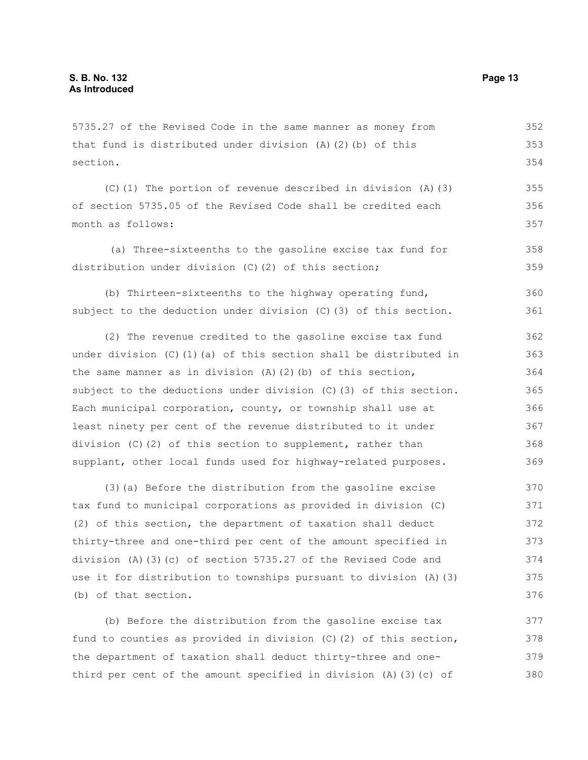5735.27 of the Revised Code in the same manner as money from that fund is distributed under division (A)(2)(b) of this section.

(C)(1) The portion of revenue described in division (A)(3) of section 5735.05 of the Revised Code shall be credited each month as follows:

(a) Three-sixteenths to the gasoline excise tax fund for distribution under division (C)(2) of this section;

(b) Thirteen-sixteenths to the highway operating fund, subject to the deduction under division (C)(3) of this section.

(2) The revenue credited to the gasoline excise tax fund under division (C)(1)(a) of this section shall be distributed in the same manner as in division (A)(2)(b) of this section, subject to the deductions under division (C)(3) of this section. Each municipal corporation, county, or township shall use at least ninety per cent of the revenue distributed to it under division (C)(2) of this section to supplement, rather than supplant, other local funds used for highway-related purposes.

(3)(a) Before the distribution from the gasoline excise tax fund to municipal corporations as provided in division (C)(2) of this section, the department of taxation shall deduct thirty-three and one-third per cent of the amount specified in division (A)(3)(c) of section 5735.27 of the Revised Code and use it for distribution to townships pursuant to division (A)(3)(b) of that section.

(b) Before the distribution from the gasoline excise tax fund to counties as provided in division (C)(2) of this section, the department of taxation shall deduct thirty-three and one-third per cent of the amount specified in division (A)(3)(c) of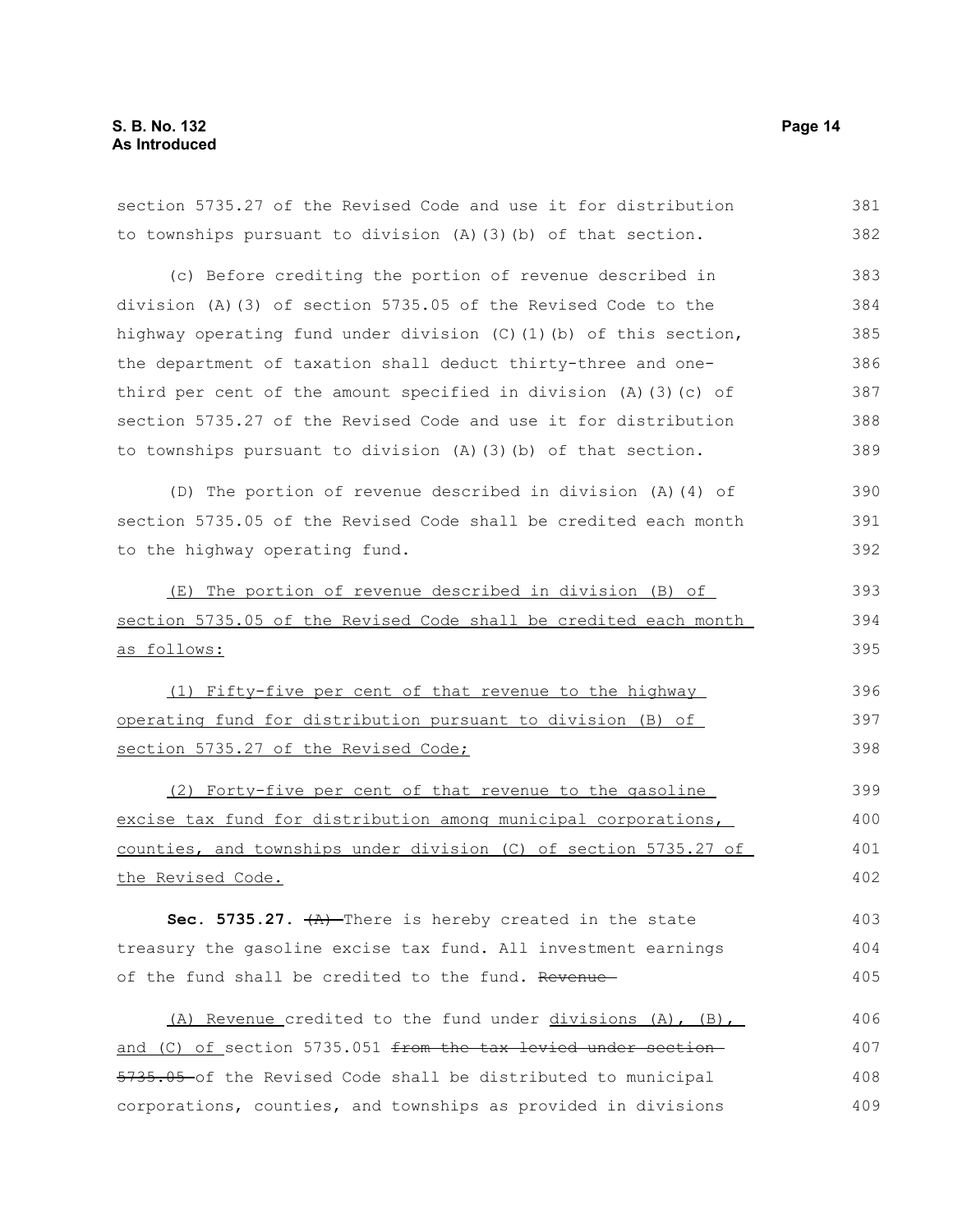section 5735.27 of the Revised Code and use it for distribution to townships pursuant to division (A)(3)(b) of that section.

(c) Before crediting the portion of revenue described in division (A)(3) of section 5735.05 of the Revised Code to the highway operating fund under division (C)(1)(b) of this section, the department of taxation shall deduct thirty-three and one-third per cent of the amount specified in division (A)(3)(c) of section 5735.27 of the Revised Code and use it for distribution to townships pursuant to division (A)(3)(b) of that section.

(D) The portion of revenue described in division (A)(4) of section 5735.05 of the Revised Code shall be credited each month to the highway operating fund.

<u>(E) The portion of revenue described in division (B) of section 5735.05 of the Revised Code shall be credited each month as follows:</u>

<u>(1) Fifty-five per cent of that revenue to the highway operating fund for distribution pursuant to division (B) of section 5735.27 of the Revised Code;</u>

<u>(2) Forty-five per cent of that revenue to the gasoline excise tax fund for distribution among municipal corporations, counties, and townships under division (C) of section 5735.27 of the Revised Code.</u>

**Sec. 5735.27.** ~~(A)~~ There is hereby created in the state treasury the gasoline excise tax fund. All investment earnings of the fund shall be credited to the fund. ~~Revenue~~

<u>(A) Revenue</u> credited to the fund under <u>divisions (A), (B), and (C) of</u> section 5735.051 ~~from the tax levied under section 5735.05~~ of the Revised Code shall be distributed to municipal corporations, counties, and townships as provided in divisions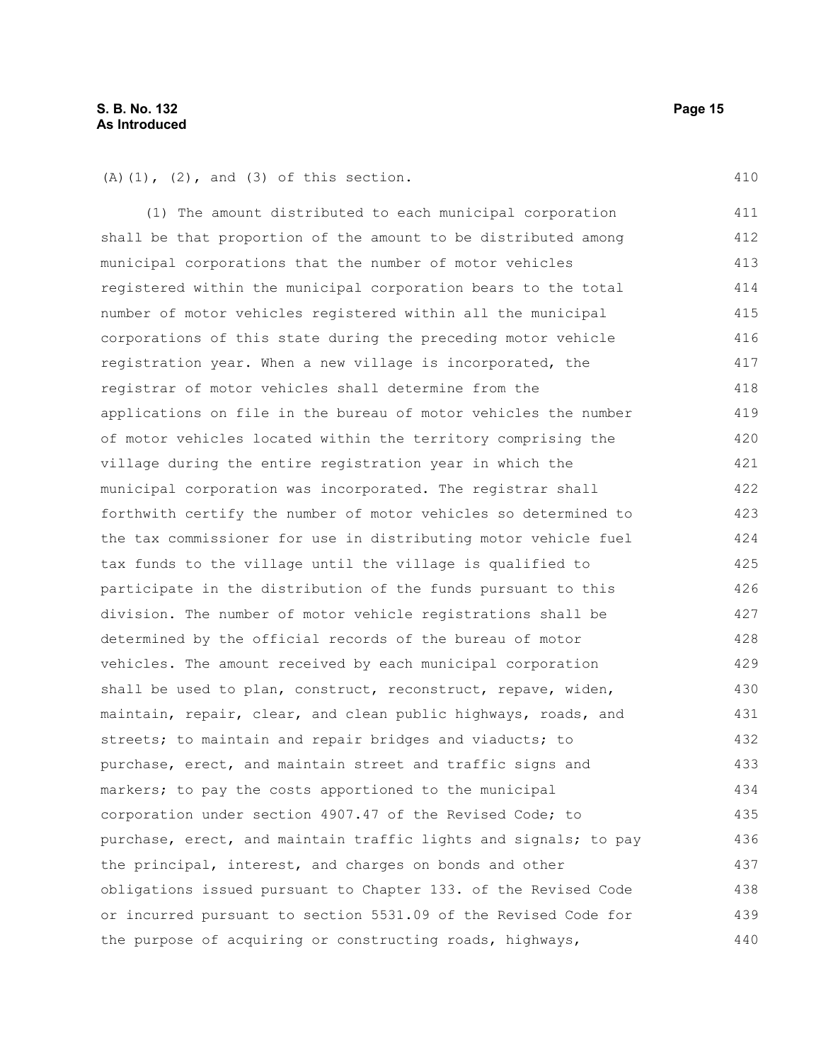(A)(1), (2), and (3) of this section.

(1) The amount distributed to each municipal corporation shall be that proportion of the amount to be distributed among municipal corporations that the number of motor vehicles registered within the municipal corporation bears to the total number of motor vehicles registered within all the municipal corporations of this state during the preceding motor vehicle registration year. When a new village is incorporated, the registrar of motor vehicles shall determine from the applications on file in the bureau of motor vehicles the number of motor vehicles located within the territory comprising the village during the entire registration year in which the municipal corporation was incorporated. The registrar shall forthwith certify the number of motor vehicles so determined to the tax commissioner for use in distributing motor vehicle fuel tax funds to the village until the village is qualified to participate in the distribution of the funds pursuant to this division. The number of motor vehicle registrations shall be determined by the official records of the bureau of motor vehicles. The amount received by each municipal corporation shall be used to plan, construct, reconstruct, repave, widen, maintain, repair, clear, and clean public highways, roads, and streets; to maintain and repair bridges and viaducts; to purchase, erect, and maintain street and traffic signs and markers; to pay the costs apportioned to the municipal corporation under section 4907.47 of the Revised Code; to purchase, erect, and maintain traffic lights and signals; to pay the principal, interest, and charges on bonds and other obligations issued pursuant to Chapter 133. of the Revised Code or incurred pursuant to section 5531.09 of the Revised Code for the purpose of acquiring or constructing roads, highways,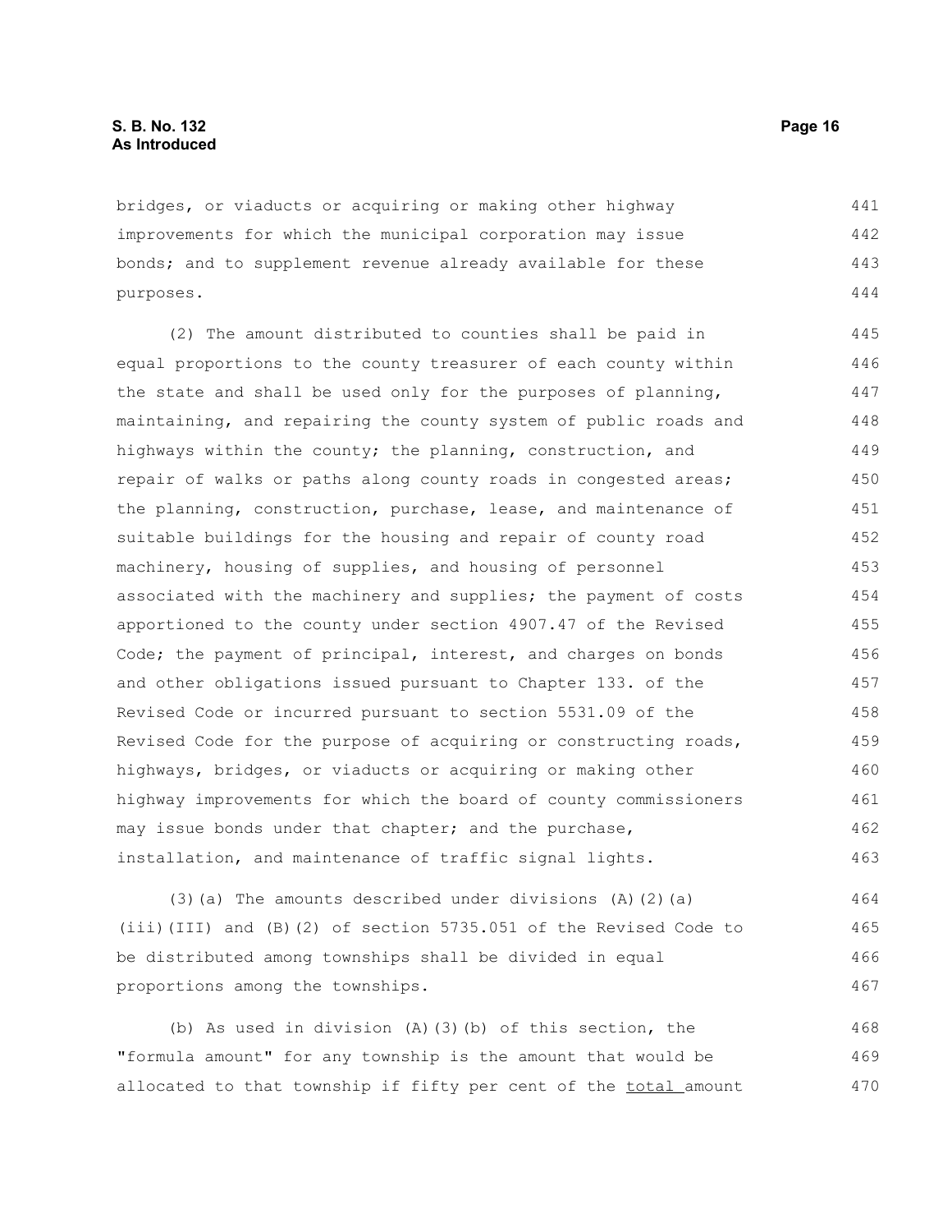bridges, or viaducts or acquiring or making other highway improvements for which the municipal corporation may issue bonds; and to supplement revenue already available for these purposes.

(2) The amount distributed to counties shall be paid in equal proportions to the county treasurer of each county within the state and shall be used only for the purposes of planning, maintaining, and repairing the county system of public roads and highways within the county; the planning, construction, and repair of walks or paths along county roads in congested areas; the planning, construction, purchase, lease, and maintenance of suitable buildings for the housing and repair of county road machinery, housing of supplies, and housing of personnel associated with the machinery and supplies; the payment of costs apportioned to the county under section 4907.47 of the Revised Code; the payment of principal, interest, and charges on bonds and other obligations issued pursuant to Chapter 133. of the Revised Code or incurred pursuant to section 5531.09 of the Revised Code for the purpose of acquiring or constructing roads, highways, bridges, or viaducts or acquiring or making other highway improvements for which the board of county commissioners may issue bonds under that chapter; and the purchase, installation, and maintenance of traffic signal lights.

(3)(a) The amounts described under divisions (A)(2)(a)(iii)(III) and (B)(2) of section 5735.051 of the Revised Code to be distributed among townships shall be divided in equal proportions among the townships.

(b) As used in division (A)(3)(b) of this section, the "formula amount" for any township is the amount that would be allocated to that township if fifty per cent of the <u>total</u> amount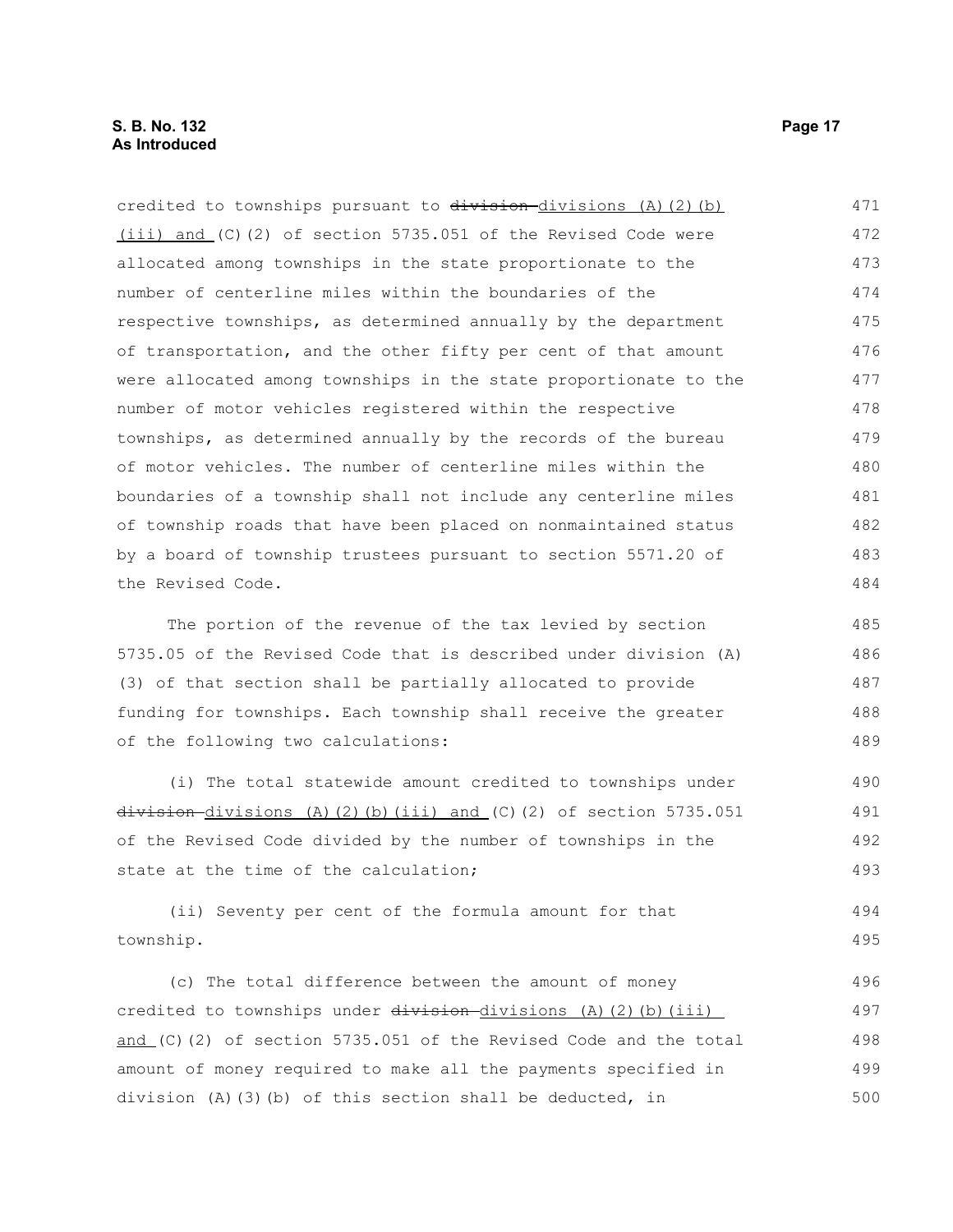credited to townships pursuant to ~~division~~ divisions (A)(2)(b)(iii) and (C)(2) of section 5735.051 of the Revised Code were allocated among townships in the state proportionate to the number of centerline miles within the boundaries of the respective townships, as determined annually by the department of transportation, and the other fifty per cent of that amount were allocated among townships in the state proportionate to the number of motor vehicles registered within the respective townships, as determined annually by the records of the bureau of motor vehicles. The number of centerline miles within the boundaries of a township shall not include any centerline miles of township roads that have been placed on nonmaintained status by a board of township trustees pursuant to section 5571.20 of the Revised Code.

The portion of the revenue of the tax levied by section 5735.05 of the Revised Code that is described under division (A)(3) of that section shall be partially allocated to provide funding for townships. Each township shall receive the greater of the following two calculations:

(i) The total statewide amount credited to townships under ~~division~~ divisions (A)(2)(b)(iii) and (C)(2) of section 5735.051 of the Revised Code divided by the number of townships in the state at the time of the calculation;

(ii) Seventy per cent of the formula amount for that township.

(c) The total difference between the amount of money credited to townships under ~~division~~ divisions (A)(2)(b)(iii) and (C)(2) of section 5735.051 of the Revised Code and the total amount of money required to make all the payments specified in division (A)(3)(b) of this section shall be deducted, in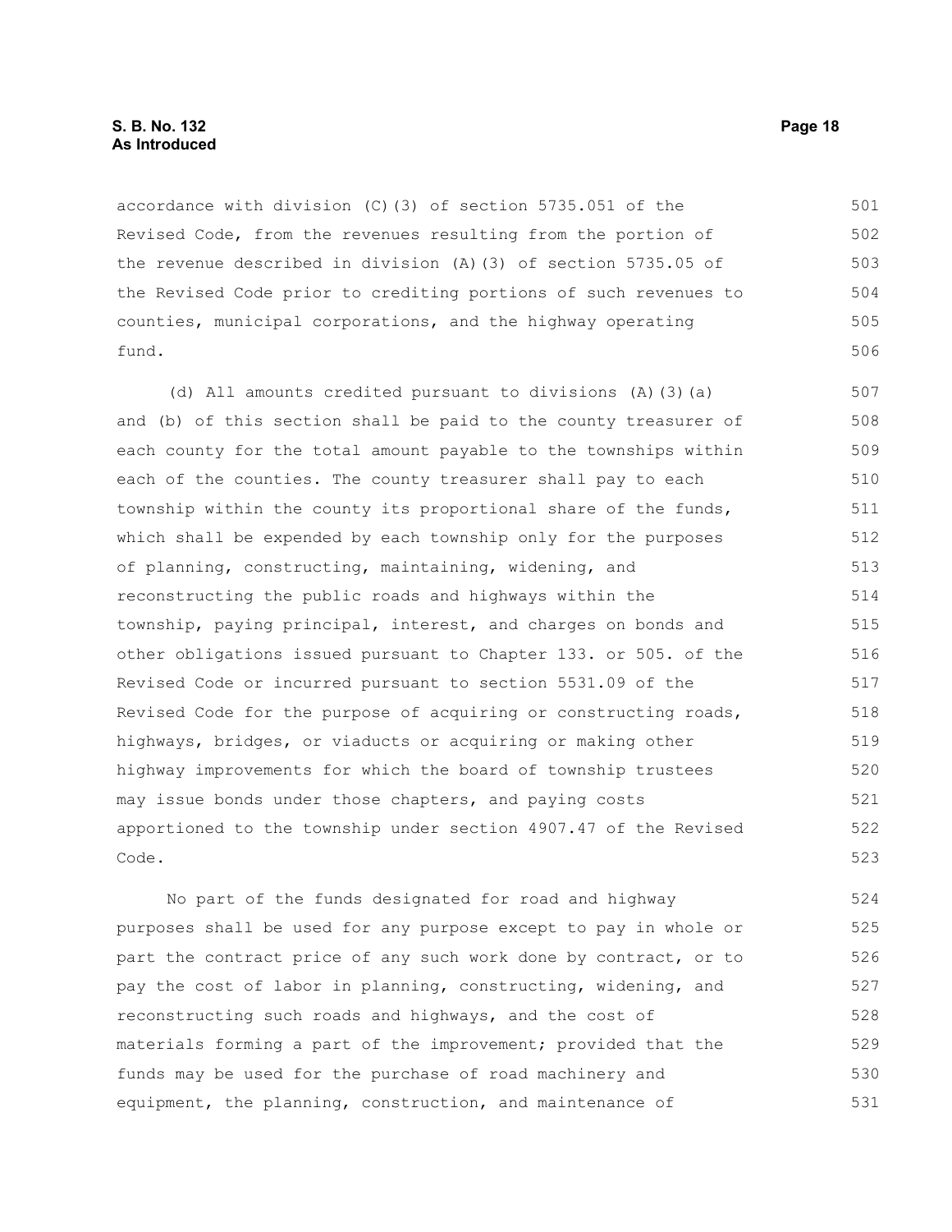accordance with division (C)(3) of section 5735.051 of the Revised Code, from the revenues resulting from the portion of the revenue described in division (A)(3) of section 5735.05 of the Revised Code prior to crediting portions of such revenues to counties, municipal corporations, and the highway operating fund.

(d) All amounts credited pursuant to divisions (A)(3)(a) and (b) of this section shall be paid to the county treasurer of each county for the total amount payable to the townships within each of the counties. The county treasurer shall pay to each township within the county its proportional share of the funds, which shall be expended by each township only for the purposes of planning, constructing, maintaining, widening, and reconstructing the public roads and highways within the township, paying principal, interest, and charges on bonds and other obligations issued pursuant to Chapter 133. or 505. of the Revised Code or incurred pursuant to section 5531.09 of the Revised Code for the purpose of acquiring or constructing roads, highways, bridges, or viaducts or acquiring or making other highway improvements for which the board of township trustees may issue bonds under those chapters, and paying costs apportioned to the township under section 4907.47 of the Revised Code.

No part of the funds designated for road and highway purposes shall be used for any purpose except to pay in whole or part the contract price of any such work done by contract, or to pay the cost of labor in planning, constructing, widening, and reconstructing such roads and highways, and the cost of materials forming a part of the improvement; provided that the funds may be used for the purchase of road machinery and equipment, the planning, construction, and maintenance of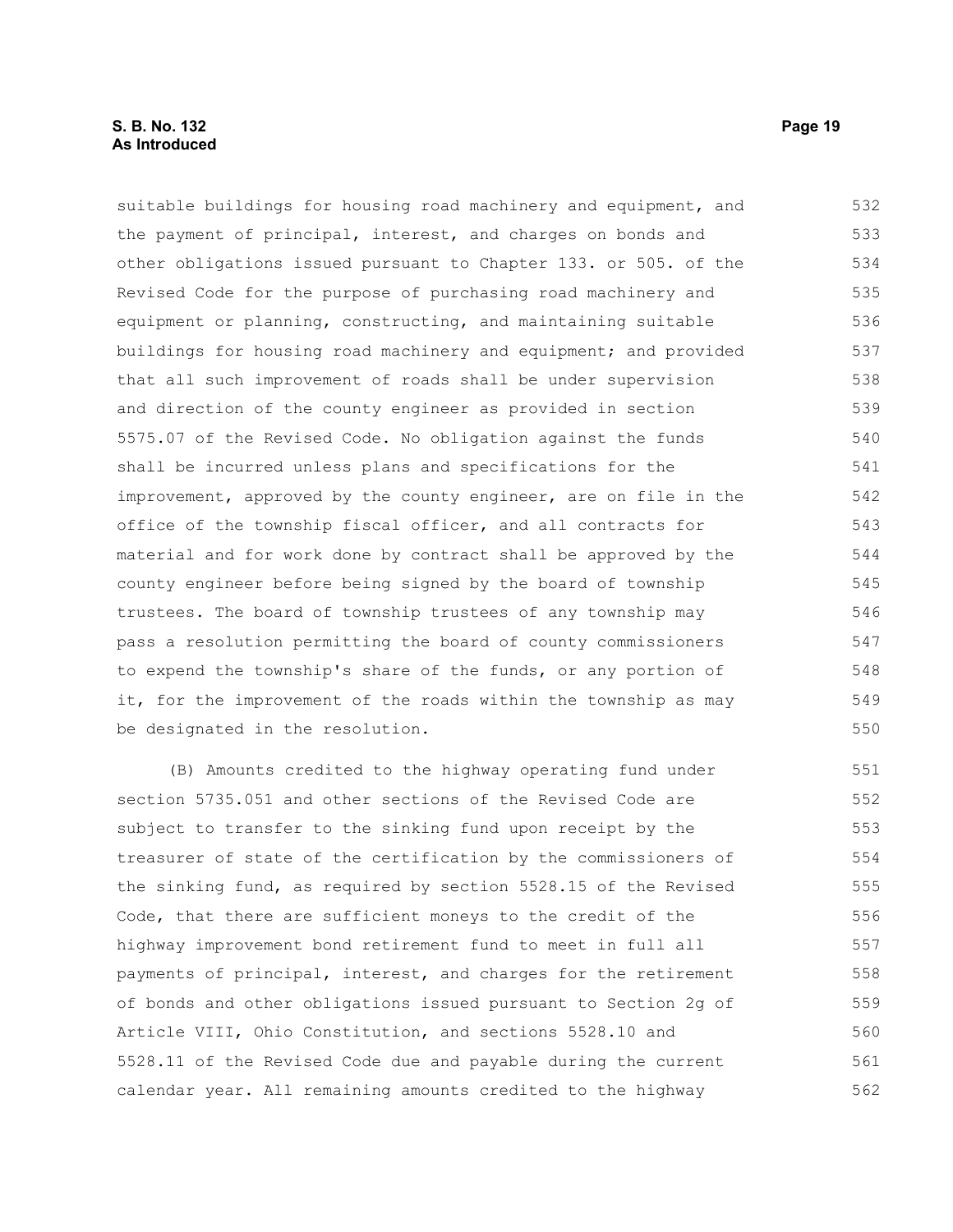suitable buildings for housing road machinery and equipment, and the payment of principal, interest, and charges on bonds and other obligations issued pursuant to Chapter 133. or 505. of the Revised Code for the purpose of purchasing road machinery and equipment or planning, constructing, and maintaining suitable buildings for housing road machinery and equipment; and provided that all such improvement of roads shall be under supervision and direction of the county engineer as provided in section 5575.07 of the Revised Code. No obligation against the funds shall be incurred unless plans and specifications for the improvement, approved by the county engineer, are on file in the office of the township fiscal officer, and all contracts for material and for work done by contract shall be approved by the county engineer before being signed by the board of township trustees. The board of township trustees of any township may pass a resolution permitting the board of county commissioners to expend the township's share of the funds, or any portion of it, for the improvement of the roads within the township as may be designated in the resolution.

(B) Amounts credited to the highway operating fund under section 5735.051 and other sections of the Revised Code are subject to transfer to the sinking fund upon receipt by the treasurer of state of the certification by the commissioners of the sinking fund, as required by section 5528.15 of the Revised Code, that there are sufficient moneys to the credit of the highway improvement bond retirement fund to meet in full all payments of principal, interest, and charges for the retirement of bonds and other obligations issued pursuant to Section 2g of Article VIII, Ohio Constitution, and sections 5528.10 and 5528.11 of the Revised Code due and payable during the current calendar year. All remaining amounts credited to the highway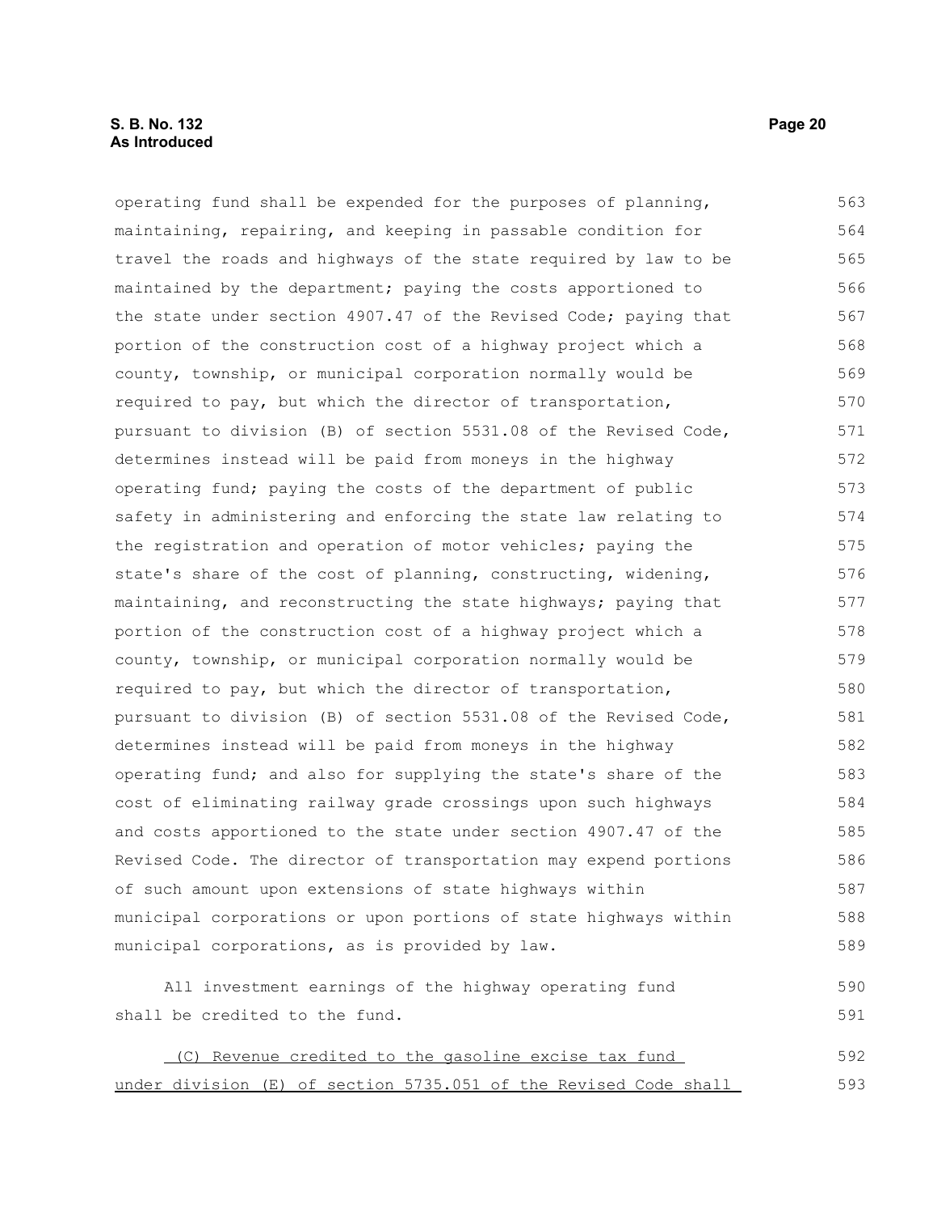operating fund shall be expended for the purposes of planning, maintaining, repairing, and keeping in passable condition for travel the roads and highways of the state required by law to be maintained by the department; paying the costs apportioned to the state under section 4907.47 of the Revised Code; paying that portion of the construction cost of a highway project which a county, township, or municipal corporation normally would be required to pay, but which the director of transportation, pursuant to division (B) of section 5531.08 of the Revised Code, determines instead will be paid from moneys in the highway operating fund; paying the costs of the department of public safety in administering and enforcing the state law relating to the registration and operation of motor vehicles; paying the state's share of the cost of planning, constructing, widening, maintaining, and reconstructing the state highways; paying that portion of the construction cost of a highway project which a county, township, or municipal corporation normally would be required to pay, but which the director of transportation, pursuant to division (B) of section 5531.08 of the Revised Code, determines instead will be paid from moneys in the highway operating fund; and also for supplying the state's share of the cost of eliminating railway grade crossings upon such highways and costs apportioned to the state under section 4907.47 of the Revised Code. The director of transportation may expend portions of such amount upon extensions of state highways within municipal corporations or upon portions of state highways within municipal corporations, as is provided by law.

All investment earnings of the highway operating fund shall be credited to the fund.

<u>(C) Revenue credited to the gasoline excise tax fund under division (E) of section 5735.051 of the Revised Code shall</u>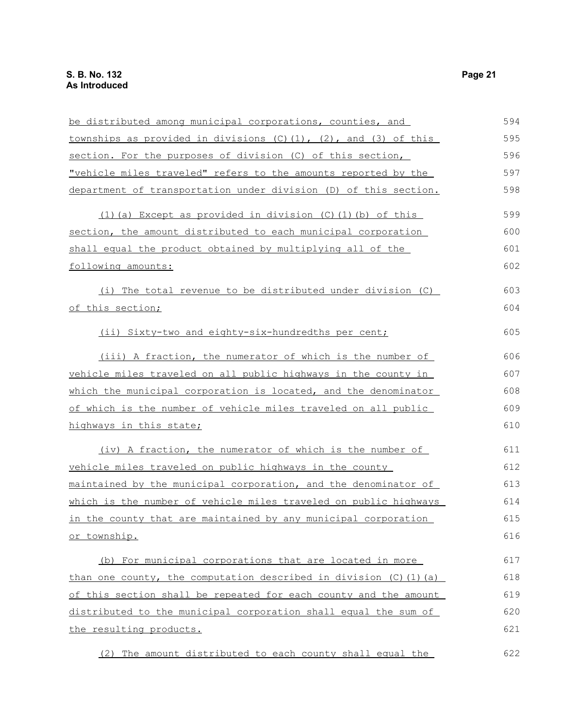be distributed among municipal corporations, counties, and townships as provided in divisions (C)(1), (2), and (3) of this section. For the purposes of division (C) of this section, "vehicle miles traveled" refers to the amounts reported by the department of transportation under division (D) of this section.

(1)(a) Except as provided in division (C)(1)(b) of this section, the amount distributed to each municipal corporation shall equal the product obtained by multiplying all of the following amounts:

(i) The total revenue to be distributed under division (C) of this section;

(ii) Sixty-two and eighty-six-hundredths per cent;

(iii) A fraction, the numerator of which is the number of vehicle miles traveled on all public highways in the county in which the municipal corporation is located, and the denominator of which is the number of vehicle miles traveled on all public highways in this state;

(iv) A fraction, the numerator of which is the number of vehicle miles traveled on public highways in the county maintained by the municipal corporation, and the denominator of which is the number of vehicle miles traveled on public highways in the county that are maintained by any municipal corporation or township.

(b) For municipal corporations that are located in more than one county, the computation described in division (C)(1)(a) of this section shall be repeated for each county and the amount distributed to the municipal corporation shall equal the sum of the resulting products.

(2) The amount distributed to each county shall equal the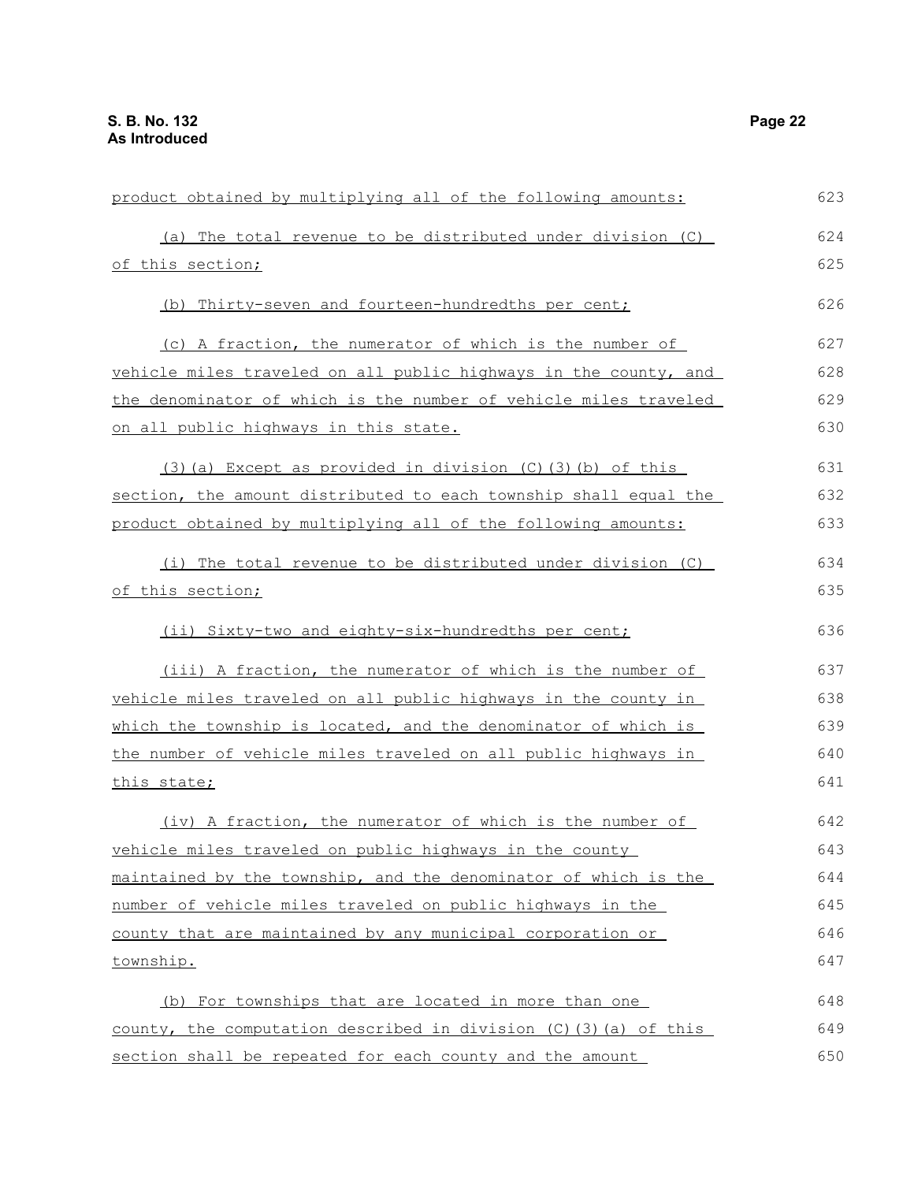product obtained by multiplying all of the following amounts:

(a) The total revenue to be distributed under division (C) of this section;

(b) Thirty-seven and fourteen-hundredths per cent;

(c) A fraction, the numerator of which is the number of vehicle miles traveled on all public highways in the county, and the denominator of which is the number of vehicle miles traveled on all public highways in this state.

(3)(a) Except as provided in division (C)(3)(b) of this section, the amount distributed to each township shall equal the product obtained by multiplying all of the following amounts:

(i) The total revenue to be distributed under division (C) of this section;

(ii) Sixty-two and eighty-six-hundredths per cent;

(iii) A fraction, the numerator of which is the number of vehicle miles traveled on all public highways in the county in which the township is located, and the denominator of which is the number of vehicle miles traveled on all public highways in this state;

(iv) A fraction, the numerator of which is the number of vehicle miles traveled on public highways in the county maintained by the township, and the denominator of which is the number of vehicle miles traveled on public highways in the county that are maintained by any municipal corporation or township.

(b) For townships that are located in more than one county, the computation described in division (C)(3)(a) of this section shall be repeated for each county and the amount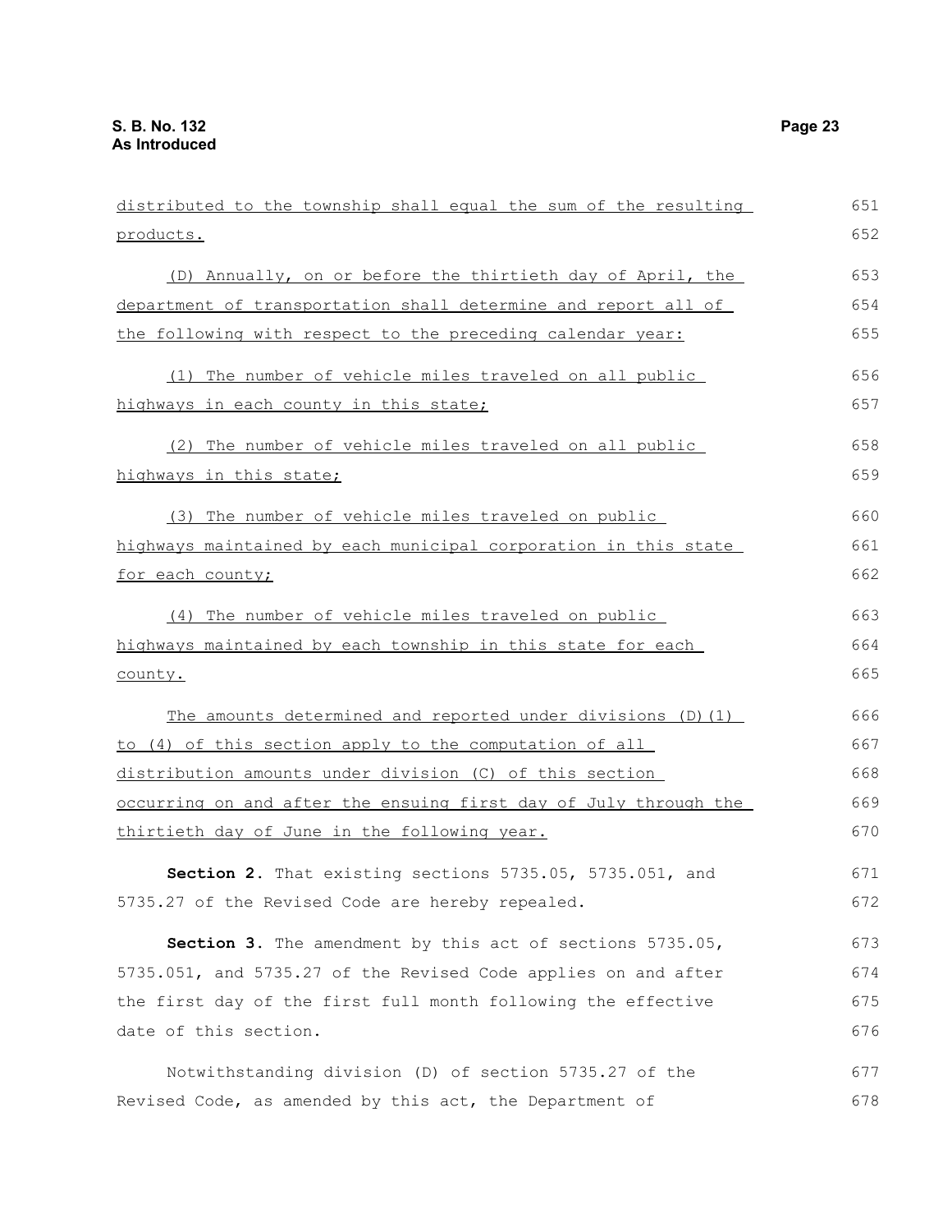distributed to the township shall equal the sum of the resulting products.

(D) Annually, on or before the thirtieth day of April, the department of transportation shall determine and report all of the following with respect to the preceding calendar year:

(1) The number of vehicle miles traveled on all public highways in each county in this state;

(2) The number of vehicle miles traveled on all public highways in this state;

(3) The number of vehicle miles traveled on public highways maintained by each municipal corporation in this state for each county;

(4) The number of vehicle miles traveled on public highways maintained by each township in this state for each county.

The amounts determined and reported under divisions (D)(1) to (4) of this section apply to the computation of all distribution amounts under division (C) of this section occurring on and after the ensuing first day of July through the thirtieth day of June in the following year.

**Section 2.** That existing sections 5735.05, 5735.051, and 5735.27 of the Revised Code are hereby repealed.

**Section 3.** The amendment by this act of sections 5735.05, 5735.051, and 5735.27 of the Revised Code applies on and after the first day of the first full month following the effective date of this section.

Notwithstanding division (D) of section 5735.27 of the Revised Code, as amended by this act, the Department of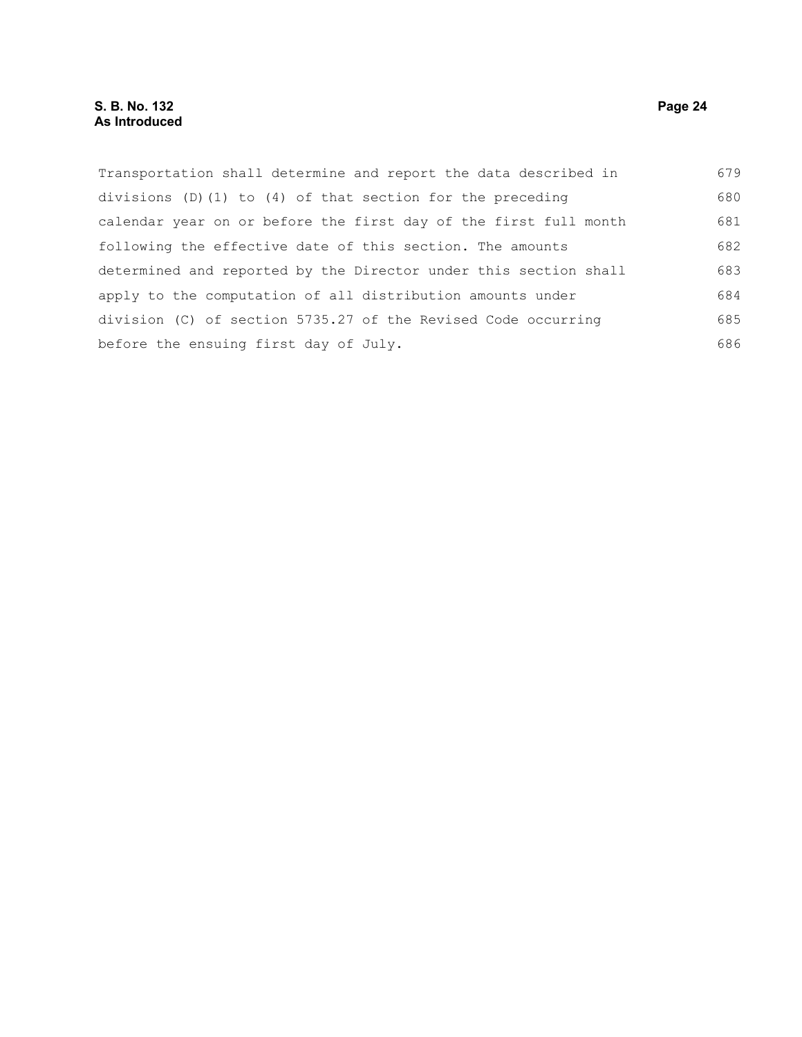Transportation shall determine and report the data described in divisions (D)(1) to (4) of that section for the preceding calendar year on or before the first day of the first full month following the effective date of this section. The amounts determined and reported by the Director under this section shall apply to the computation of all distribution amounts under division (C) of section 5735.27 of the Revised Code occurring before the ensuing first day of July.